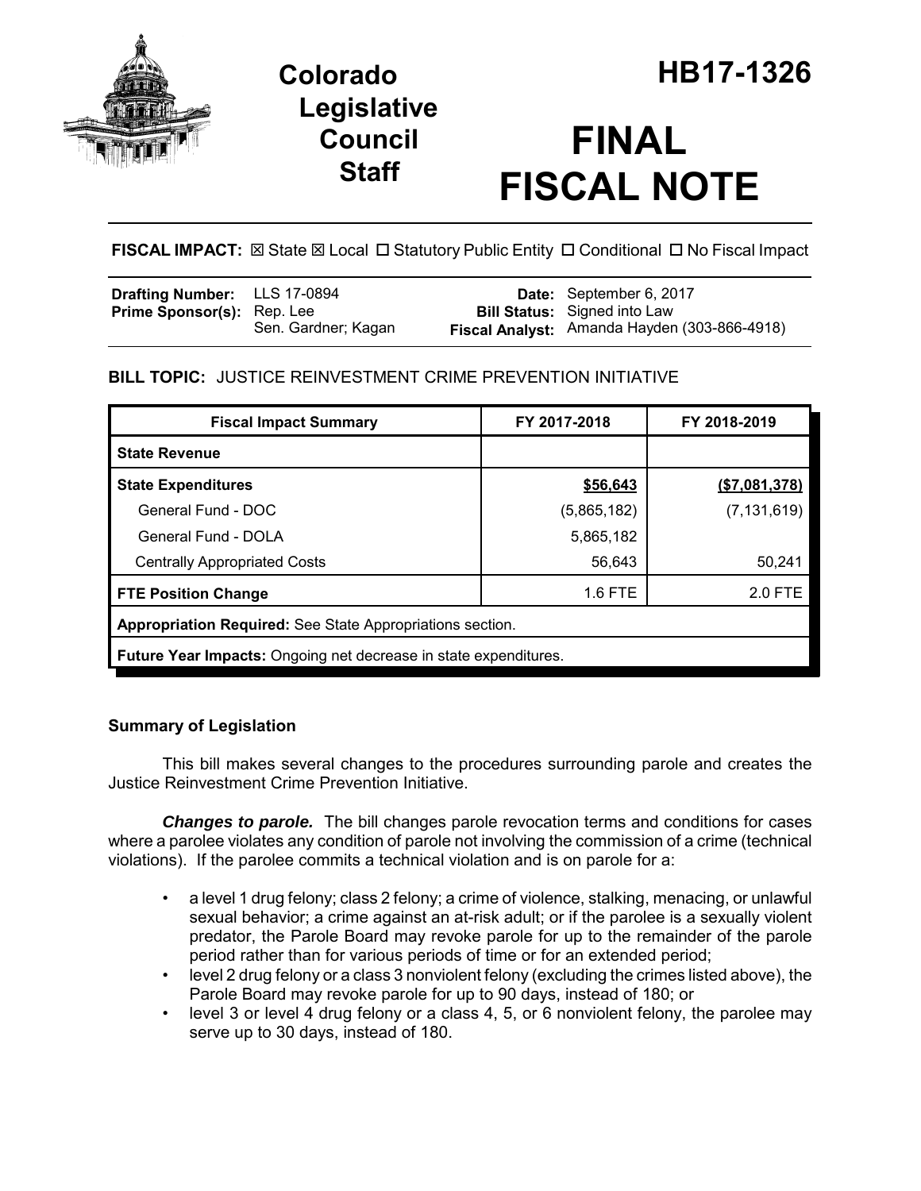# Colorado Legislative Council Staff

# HB17-1326

# FINAL FISCAL NOTE

**FISCAL IMPACT:** ☒ State ☒ Local ☐ Statutory Public Entity ☐ Conditional ☐ No Fiscal Impact

| | | | |
|---|---|---|---|
| **Drafting Number:** | LLS 17-0894 | **Date:** | September 6, 2017 |
| **Prime Sponsor(s):** | Rep. Lee<br>Sen. Gardner; Kagan | **Bill Status:** | Signed into Law |
| | | **Fiscal Analyst:** | Amanda Hayden (303-866-4918) |

## BILL TOPIC: JUSTICE REINVESTMENT CRIME PREVENTION INITIATIVE

| Fiscal Impact Summary | FY 2017-2018 | FY 2018-2019 |
|---|---|---|
| **State Revenue** | | |
| **State Expenditures** | **$56,643** | **($7,081,378)** |
| General Fund - DOC | (5,865,182) | (7,131,619) |
| General Fund - DOLA | 5,865,182 | |
| Centrally Appropriated Costs | 56,643 | 50,241 |
| **FTE Position Change** | 1.6 FTE | 2.0 FTE |
| **Appropriation Required:** See State Appropriations section. | | |
| **Future Year Impacts:** Ongoing net decrease in state expenditures. | | |

### Summary of Legislation

This bill makes several changes to the procedures surrounding parole and creates the Justice Reinvestment Crime Prevention Initiative.

***Changes to parole.*** The bill changes parole revocation terms and conditions for cases where a parolee violates any condition of parole not involving the commission of a crime (technical violations). If the parolee commits a technical violation and is on parole for a:

- a level 1 drug felony; class 2 felony; a crime of violence, stalking, menacing, or unlawful sexual behavior; a crime against an at-risk adult; or if the parolee is a sexually violent predator, the Parole Board may revoke parole for up to the remainder of the parole period rather than for various periods of time or for an extended period;
- level 2 drug felony or a class 3 nonviolent felony (excluding the crimes listed above), the Parole Board may revoke parole for up to 90 days, instead of 180; or
- level 3 or level 4 drug felony or a class 4, 5, or 6 nonviolent felony, the parolee may serve up to 30 days, instead of 180.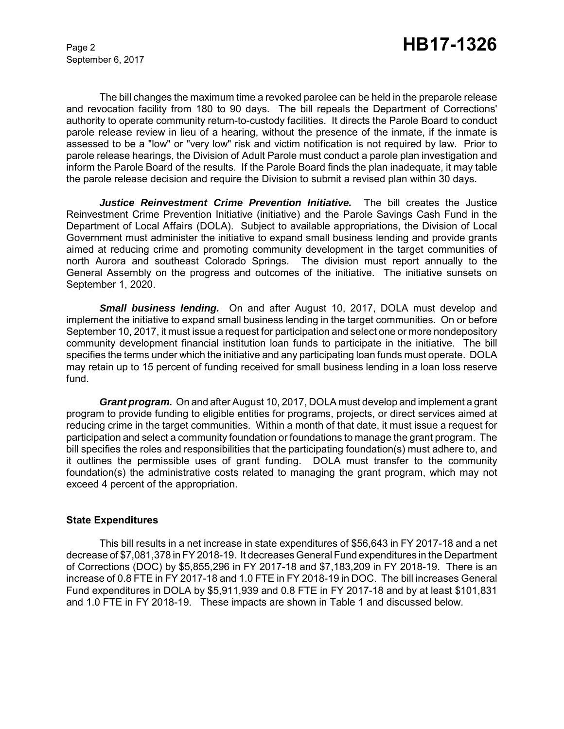The bill changes the maximum time a revoked parolee can be held in the preparole release and revocation facility from 180 to 90 days. The bill repeals the Department of Corrections' authority to operate community return-to-custody facilities. It directs the Parole Board to conduct parole release review in lieu of a hearing, without the presence of the inmate, if the inmate is assessed to be a "low" or "very low" risk and victim notification is not required by law. Prior to parole release hearings, the Division of Adult Parole must conduct a parole plan investigation and inform the Parole Board of the results. If the Parole Board finds the plan inadequate, it may table the parole release decision and require the Division to submit a revised plan within 30 days.

***Justice Reinvestment Crime Prevention Initiative.*** The bill creates the Justice Reinvestment Crime Prevention Initiative (initiative) and the Parole Savings Cash Fund in the Department of Local Affairs (DOLA). Subject to available appropriations, the Division of Local Government must administer the initiative to expand small business lending and provide grants aimed at reducing crime and promoting community development in the target communities of north Aurora and southeast Colorado Springs. The division must report annually to the General Assembly on the progress and outcomes of the initiative. The initiative sunsets on September 1, 2020.

***Small business lending.*** On and after August 10, 2017, DOLA must develop and implement the initiative to expand small business lending in the target communities. On or before September 10, 2017, it must issue a request for participation and select one or more nondepository community development financial institution loan funds to participate in the initiative. The bill specifies the terms under which the initiative and any participating loan funds must operate. DOLA may retain up to 15 percent of funding received for small business lending in a loan loss reserve fund.

***Grant program.*** On and after August 10, 2017, DOLA must develop and implement a grant program to provide funding to eligible entities for programs, projects, or direct services aimed at reducing crime in the target communities. Within a month of that date, it must issue a request for participation and select a community foundation or foundations to manage the grant program. The bill specifies the roles and responsibilities that the participating foundation(s) must adhere to, and it outlines the permissible uses of grant funding. DOLA must transfer to the community foundation(s) the administrative costs related to managing the grant program, which may not exceed 4 percent of the appropriation.

**State Expenditures**

This bill results in a net increase in state expenditures of $56,643 in FY 2017-18 and a net decrease of $7,081,378 in FY 2018-19. It decreases General Fund expenditures in the Department of Corrections (DOC) by $5,855,296 in FY 2017-18 and $7,183,209 in FY 2018-19. There is an increase of 0.8 FTE in FY 2017-18 and 1.0 FTE in FY 2018-19 in DOC. The bill increases General Fund expenditures in DOLA by $5,911,939 and 0.8 FTE in FY 2017-18 and by at least $101,831 and 1.0 FTE in FY 2018-19. These impacts are shown in Table 1 and discussed below.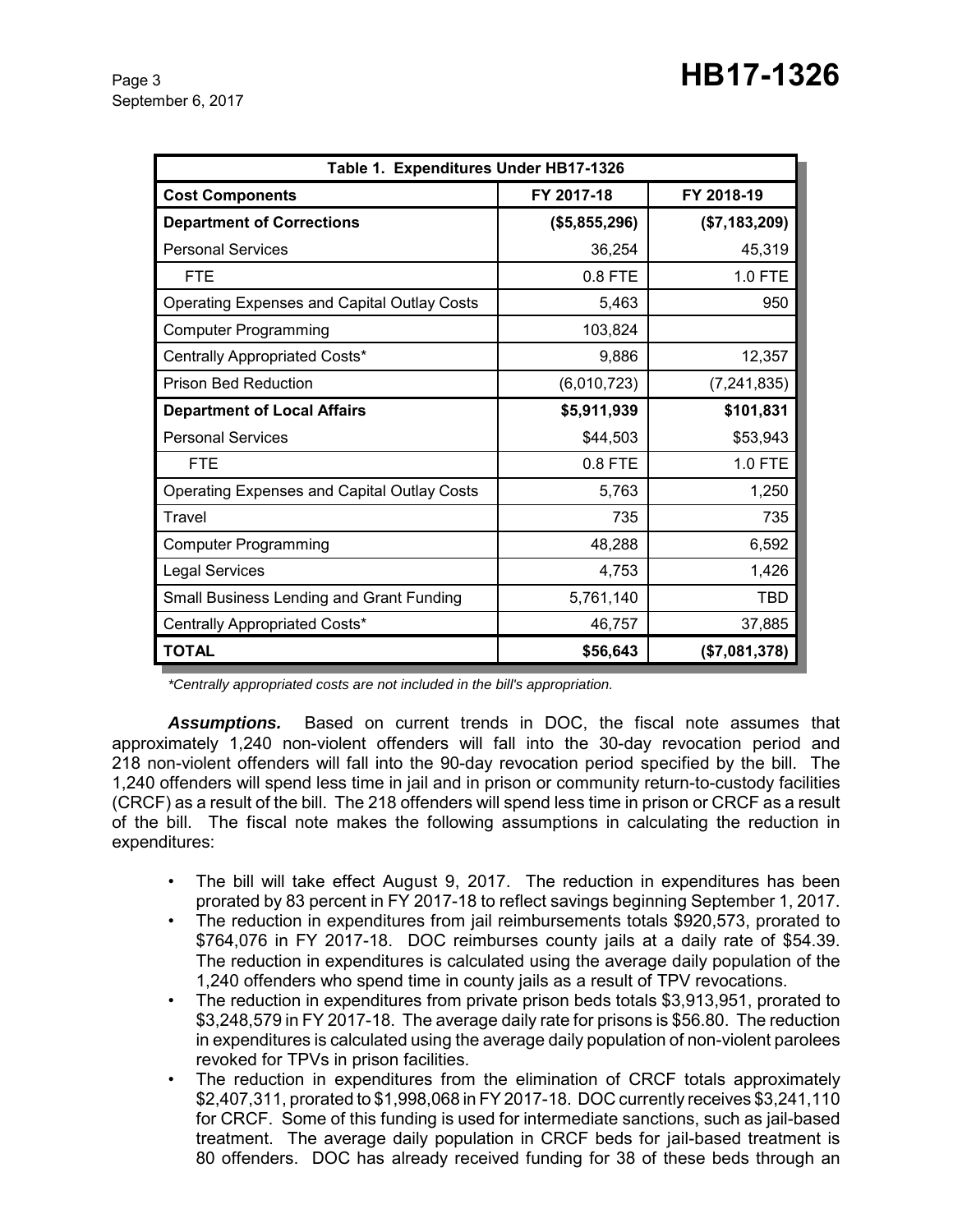| Table 1. Expenditures Under HB17-1326 | | |
|---|---|---|
| **Cost Components** | **FY 2017-18** | **FY 2018-19** |
| **Department of Corrections** | **($5,855,296)** | **($7,183,209)** |
| Personal Services | 36,254 | 45,319 |
| FTE | 0.8 FTE | 1.0 FTE |
| Operating Expenses and Capital Outlay Costs | 5,463 | 950 |
| Computer Programming | 103,824 | |
| Centrally Appropriated Costs* | 9,886 | 12,357 |
| Prison Bed Reduction | (6,010,723) | (7,241,835) |
| **Department of Local Affairs** | **$5,911,939** | **$101,831** |
| Personal Services | $44,503 | $53,943 |
| FTE | 0.8 FTE | 1.0 FTE |
| Operating Expenses and Capital Outlay Costs | 5,763 | 1,250 |
| Travel | 735 | 735 |
| Computer Programming | 48,288 | 6,592 |
| Legal Services | 4,753 | 1,426 |
| Small Business Lending and Grant Funding | 5,761,140 | TBD |
| Centrally Appropriated Costs* | 46,757 | 37,885 |
| **TOTAL** | **$56,643** | **($7,081,378)** |

*\*Centrally appropriated costs are not included in the bill's appropriation.*

***Assumptions.*** Based on current trends in DOC, the fiscal note assumes that approximately 1,240 non-violent offenders will fall into the 30-day revocation period and 218 non-violent offenders will fall into the 90-day revocation period specified by the bill. The 1,240 offenders will spend less time in jail and in prison or community return-to-custody facilities (CRCF) as a result of the bill. The 218 offenders will spend less time in prison or CRCF as a result of the bill. The fiscal note makes the following assumptions in calculating the reduction in expenditures:

- The bill will take effect August 9, 2017. The reduction in expenditures has been prorated by 83 percent in FY 2017-18 to reflect savings beginning September 1, 2017.
- The reduction in expenditures from jail reimbursements totals $920,573, prorated to $764,076 in FY 2017-18. DOC reimburses county jails at a daily rate of $54.39. The reduction in expenditures is calculated using the average daily population of the 1,240 offenders who spend time in county jails as a result of TPV revocations.
- The reduction in expenditures from private prison beds totals $3,913,951, prorated to $3,248,579 in FY 2017-18. The average daily rate for prisons is $56.80. The reduction in expenditures is calculated using the average daily population of non-violent parolees revoked for TPVs in prison facilities.
- The reduction in expenditures from the elimination of CRCF totals approximately $2,407,311, prorated to $1,998,068 in FY 2017-18. DOC currently receives $3,241,110 for CRCF. Some of this funding is used for intermediate sanctions, such as jail-based treatment. The average daily population in CRCF beds for jail-based treatment is 80 offenders. DOC has already received funding for 38 of these beds through an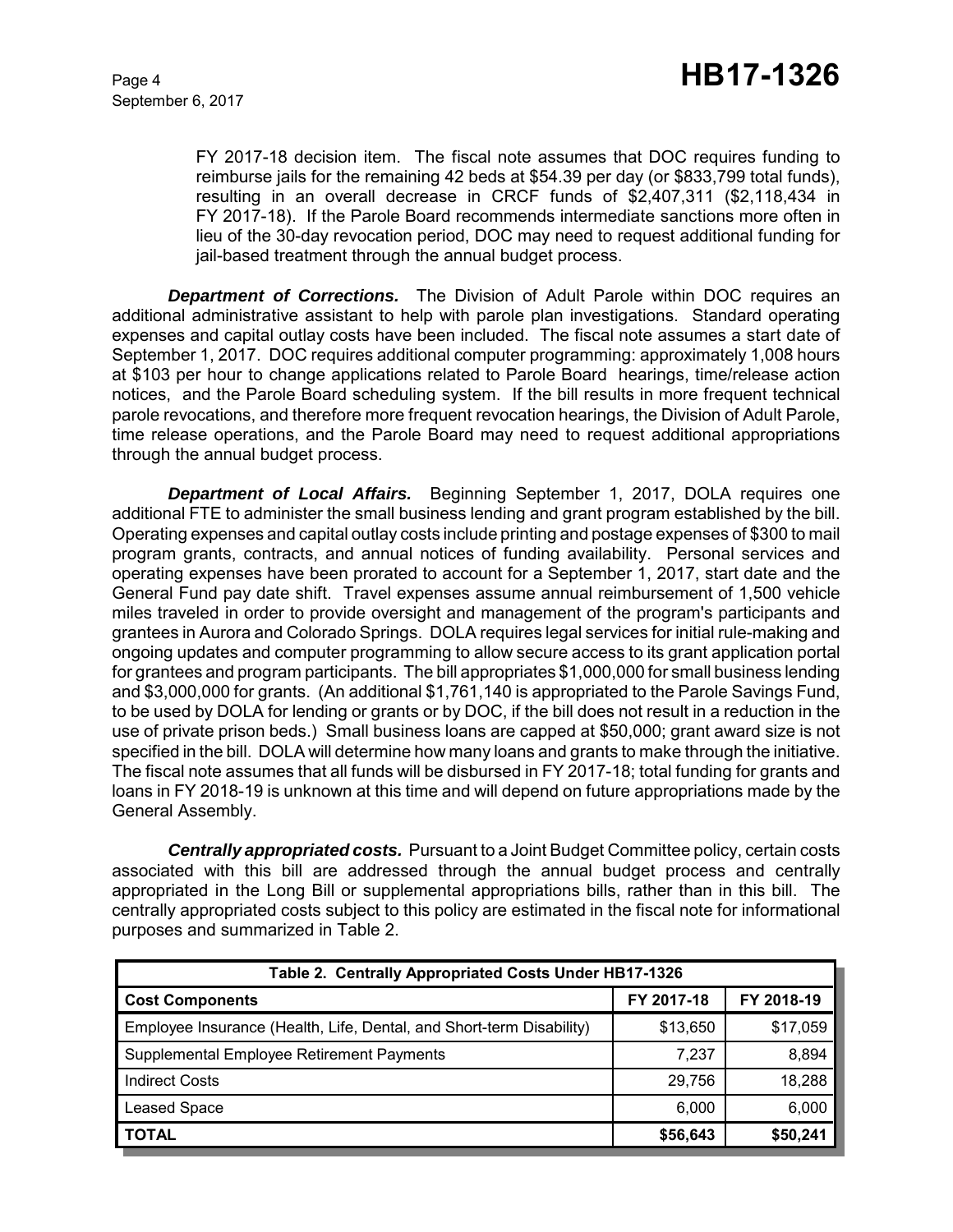FY 2017-18 decision item. The fiscal note assumes that DOC requires funding to reimburse jails for the remaining 42 beds at $54.39 per day (or $833,799 total funds), resulting in an overall decrease in CRCF funds of $2,407,311 ($2,118,434 in FY 2017-18). If the Parole Board recommends intermediate sanctions more often in lieu of the 30-day revocation period, DOC may need to request additional funding for jail-based treatment through the annual budget process.

***Department of Corrections.*** The Division of Adult Parole within DOC requires an additional administrative assistant to help with parole plan investigations. Standard operating expenses and capital outlay costs have been included. The fiscal note assumes a start date of September 1, 2017. DOC requires additional computer programming: approximately 1,008 hours at $103 per hour to change applications related to Parole Board hearings, time/release action notices, and the Parole Board scheduling system. If the bill results in more frequent technical parole revocations, and therefore more frequent revocation hearings, the Division of Adult Parole, time release operations, and the Parole Board may need to request additional appropriations through the annual budget process.

***Department of Local Affairs.*** Beginning September 1, 2017, DOLA requires one additional FTE to administer the small business lending and grant program established by the bill. Operating expenses and capital outlay costs include printing and postage expenses of $300 to mail program grants, contracts, and annual notices of funding availability. Personal services and operating expenses have been prorated to account for a September 1, 2017, start date and the General Fund pay date shift. Travel expenses assume annual reimbursement of 1,500 vehicle miles traveled in order to provide oversight and management of the program's participants and grantees in Aurora and Colorado Springs. DOLA requires legal services for initial rule-making and ongoing updates and computer programming to allow secure access to its grant application portal for grantees and program participants. The bill appropriates $1,000,000 for small business lending and $3,000,000 for grants. (An additional $1,761,140 is appropriated to the Parole Savings Fund, to be used by DOLA for lending or grants or by DOC, if the bill does not result in a reduction in the use of private prison beds.) Small business loans are capped at $50,000; grant award size is not specified in the bill. DOLA will determine how many loans and grants to make through the initiative. The fiscal note assumes that all funds will be disbursed in FY 2017-18; total funding for grants and loans in FY 2018-19 is unknown at this time and will depend on future appropriations made by the General Assembly.

***Centrally appropriated costs.*** Pursuant to a Joint Budget Committee policy, certain costs associated with this bill are addressed through the annual budget process and centrally appropriated in the Long Bill or supplemental appropriations bills, rather than in this bill. The centrally appropriated costs subject to this policy are estimated in the fiscal note for informational purposes and summarized in Table 2.

| Table 2. Centrally Appropriated Costs Under HB17-1326 | | |
|---|---|---|
| **Cost Components** | **FY 2017-18** | **FY 2018-19** |
| Employee Insurance (Health, Life, Dental, and Short-term Disability) | $13,650 | $17,059 |
| Supplemental Employee Retirement Payments | 7,237 | 8,894 |
| Indirect Costs | 29,756 | 18,288 |
| Leased Space | 6,000 | 6,000 |
| **TOTAL** | **$56,643** | **$50,241** |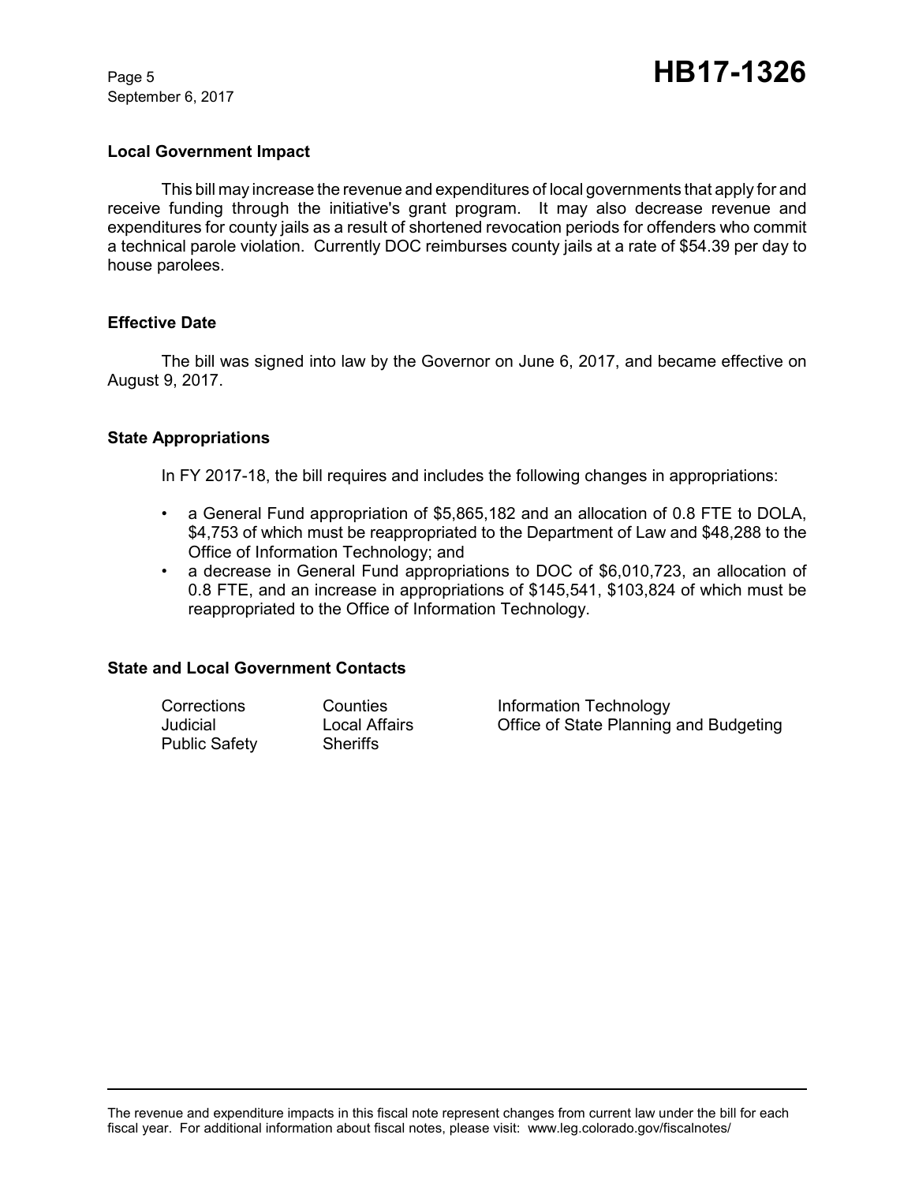### Local Government Impact

This bill may increase the revenue and expenditures of local governments that apply for and receive funding through the initiative's grant program. It may also decrease revenue and expenditures for county jails as a result of shortened revocation periods for offenders who commit a technical parole violation. Currently DOC reimburses county jails at a rate of $54.39 per day to house parolees.

### Effective Date

The bill was signed into law by the Governor on June 6, 2017, and became effective on August 9, 2017.

### State Appropriations

In FY 2017-18, the bill requires and includes the following changes in appropriations:

- a General Fund appropriation of $5,865,182 and an allocation of 0.8 FTE to DOLA, $4,753 of which must be reappropriated to the Department of Law and $48,288 to the Office of Information Technology; and
- a decrease in General Fund appropriations to DOC of $6,010,723, an allocation of 0.8 FTE, and an increase in appropriations of $145,541, $103,824 of which must be reappropriated to the Office of Information Technology.

### State and Local Government Contacts

| | | |
|---|---|---|
| Corrections | Counties | Information Technology |
| Judicial | Local Affairs | Office of State Planning and Budgeting |
| Public Safety | Sheriffs | |

The revenue and expenditure impacts in this fiscal note represent changes from current law under the bill for each fiscal year. For additional information about fiscal notes, please visit: www.leg.colorado.gov/fiscalnotes/